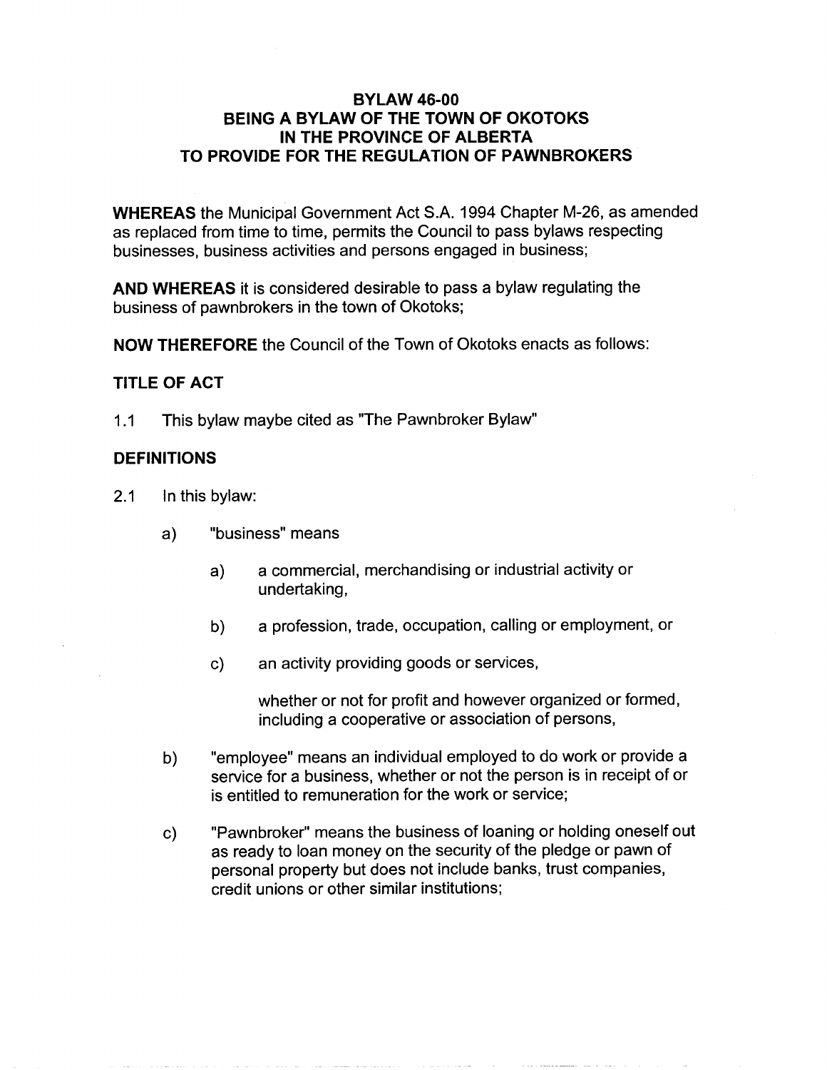# BYLAW 46-00
# BEING A BYLAW OF THE TOWN OF OKOTOKS IN THE PROVINCE OF ALBERTA TO PROVIDE FOR THE REGULATION OF PAWNBROKERS

**WHEREAS** the Municipal Government Act S.A. 1994 Chapter M-26, as amended as replaced from time to time, permits the Council to pass bylaws respecting businesses, business activities and persons engaged in business;

**AND WHEREAS** it is considered desirable to pass a bylaw regulating the business of pawnbrokers in the town of Okotoks;

**NOW THEREFORE** the Council of the Town of Okotoks enacts as follows:

## TITLE OF ACT

1.1 This bylaw maybe cited as "The Pawnbroker Bylaw"

## DEFINITIONS

2.1 In this bylaw:

a) "business" means

   a) a commercial, merchandising or industrial activity or undertaking,

   b) a profession, trade, occupation, calling or employment, or

   c) an activity providing goods or services,

   whether or not for profit and however organized or formed, including a cooperative or association of persons,

b) "employee" means an individual employed to do work or provide a service for a business, whether or not the person is in receipt of or is entitled to remuneration for the work or service;

c) "Pawnbroker" means the business of loaning or holding oneself out as ready to loan money on the security of the pledge or pawn of personal property but does not include banks, trust companies, credit unions or other similar institutions;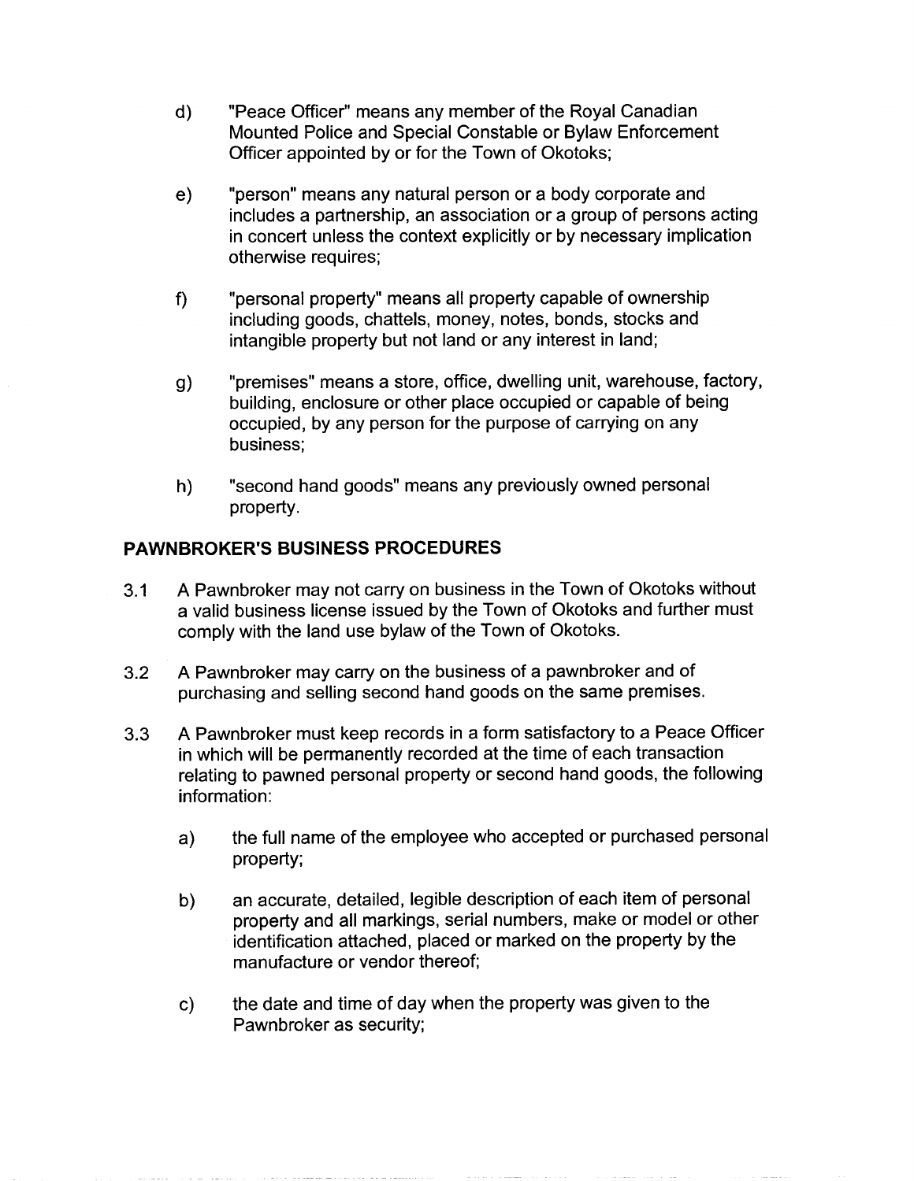d) "Peace Officer" means any member of the Royal Canadian Mounted Police and Special Constable or Bylaw Enforcement Officer appointed by or for the Town of Okotoks;

e) "person" means any natural person or a body corporate and includes a partnership, an association or a group of persons acting in concert unless the context explicitly or by necessary implication otherwise requires;

f) "personal property" means all property capable of ownership including goods, chattels, money, notes, bonds, stocks and intangible property but not land or any interest in land;

g) "premises" means a store, office, dwelling unit, warehouse, factory, building, enclosure or other place occupied or capable of being occupied, by any person for the purpose of carrying on any business;

h) "second hand goods" means any previously owned personal property.

## PAWNBROKER'S BUSINESS PROCEDURES

3.1 A Pawnbroker may not carry on business in the Town of Okotoks without a valid business license issued by the Town of Okotoks and further must comply with the land use bylaw of the Town of Okotoks.

3.2 A Pawnbroker may carry on the business of a pawnbroker and of purchasing and selling second hand goods on the same premises.

3.3 A Pawnbroker must keep records in a form satisfactory to a Peace Officer in which will be permanently recorded at the time of each transaction relating to pawned personal property or second hand goods, the following information:

   a) the full name of the employee who accepted or purchased personal property;

   b) an accurate, detailed, legible description of each item of personal property and all markings, serial numbers, make or model or other identification attached, placed or marked on the property by the manufacture or vendor thereof;

   c) the date and time of day when the property was given to the Pawnbroker as security;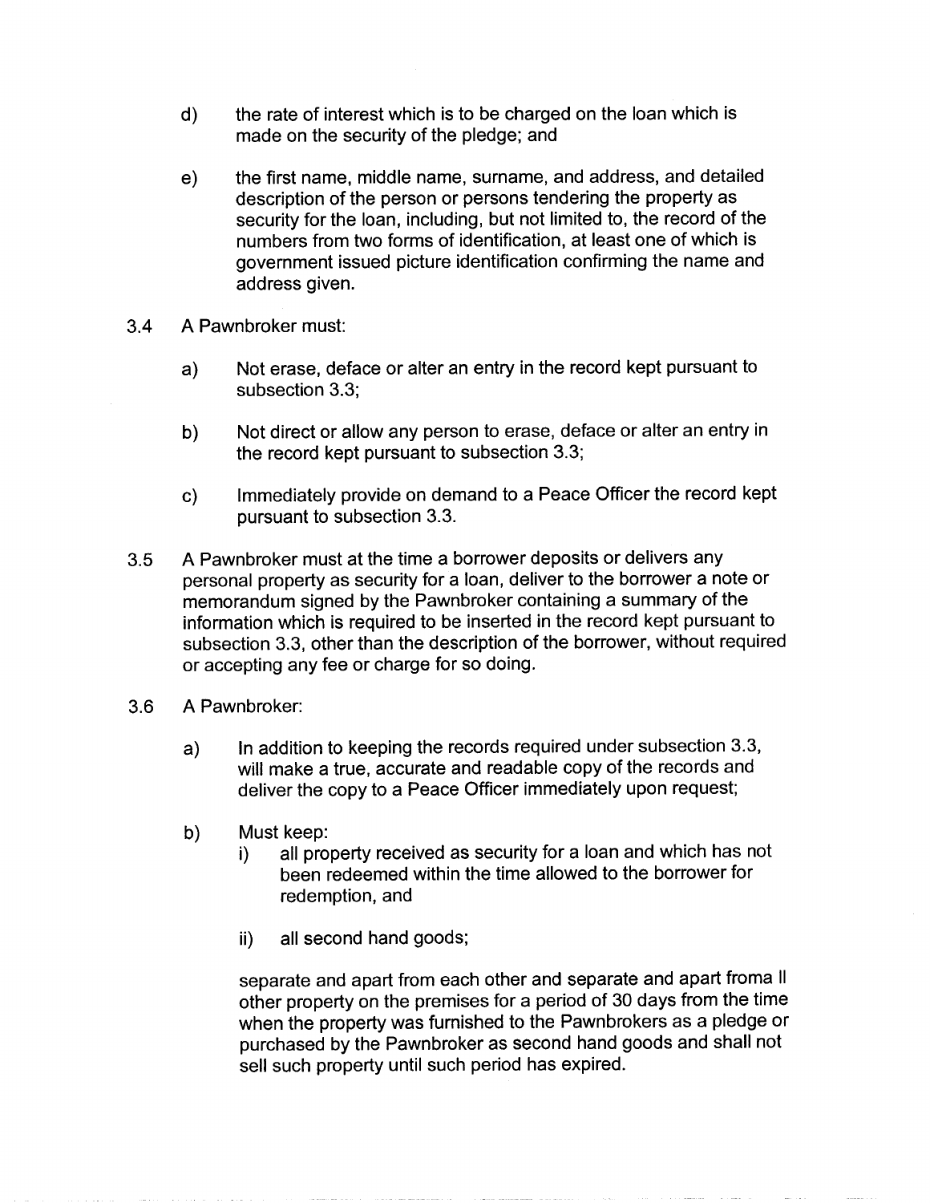d) the rate of interest which is to be charged on the loan which is made on the security of the pledge; and

e) the first name, middle name, surname, and address, and detailed description of the person or persons tendering the property as security for the loan, including, but not limited to, the record of the numbers from two forms of identification, at least one of which is government issued picture identification confirming the name and address given.

3.4 A Pawnbroker must:

a) Not erase, deface or alter an entry in the record kept pursuant to subsection 3.3;

b) Not direct or allow any person to erase, deface or alter an entry in the record kept pursuant to subsection 3.3;

c) Immediately provide on demand to a Peace Officer the record kept pursuant to subsection 3.3.

3.5 A Pawnbroker must at the time a borrower deposits or delivers any personal property as security for a loan, deliver to the borrower a note or memorandum signed by the Pawnbroker containing a summary of the information which is required to be inserted in the record kept pursuant to subsection 3.3, other than the description of the borrower, without required or accepting any fee or charge for so doing.

3.6 A Pawnbroker:

a) In addition to keeping the records required under subsection 3.3, will make a true, accurate and readable copy of the records and deliver the copy to a Peace Officer immediately upon request;

b) Must keep:
   i) all property received as security for a loan and which has not been redeemed within the time allowed to the borrower for redemption, and

   ii) all second hand goods;

   separate and apart from each other and separate and apart froma ll other property on the premises for a period of 30 days from the time when the property was furnished to the Pawnbrokers as a pledge or purchased by the Pawnbroker as second hand goods and shall not sell such property until such period has expired.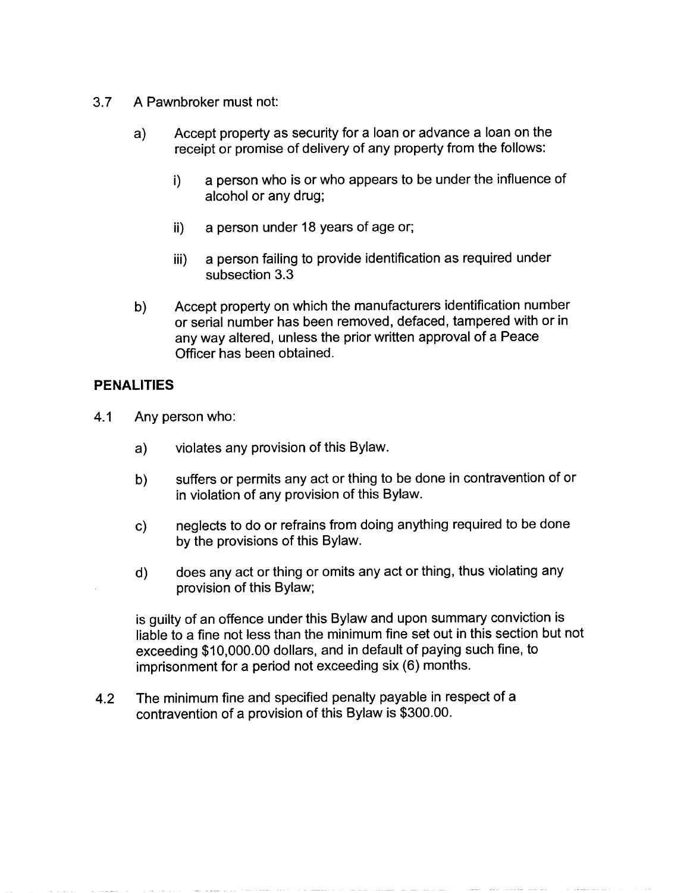3.7 A Pawnbroker must not:

a) Accept property as security for a loan or advance a loan on the receipt or promise of delivery of any property from the follows:

i) a person who is or who appears to be under the influence of alcohol or any drug;

ii) a person under 18 years of age or;

iii) a person failing to provide identification as required under subsection 3.3

b) Accept property on which the manufacturers identification number or serial number has been removed, defaced, tampered with or in any way altered, unless the prior written approval of a Peace Officer has been obtained.

## PENALITIES

4.1 Any person who:

a) violates any provision of this Bylaw.

b) suffers or permits any act or thing to be done in contravention of or in violation of any provision of this Bylaw.

c) neglects to do or refrains from doing anything required to be done by the provisions of this Bylaw.

d) does any act or thing or omits any act or thing, thus violating any provision of this Bylaw;

is guilty of an offence under this Bylaw and upon summary conviction is liable to a fine not less than the minimum fine set out in this section but not exceeding $10,000.00 dollars, and in default of paying such fine, to imprisonment for a period not exceeding six (6) months.

4.2 The minimum fine and specified penalty payable in respect of a contravention of a provision of this Bylaw is $300.00.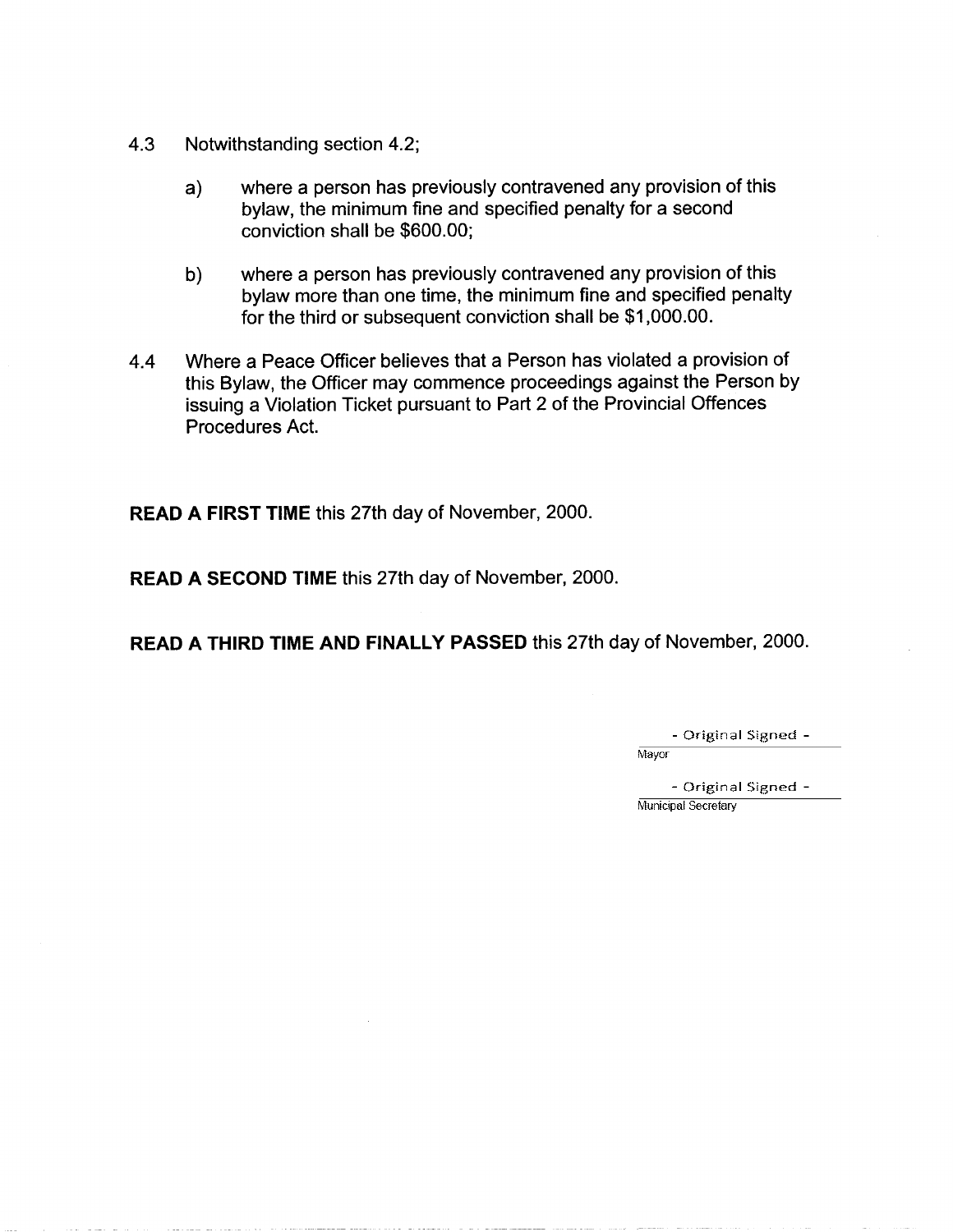4.3 Notwithstanding section 4.2;

a) where a person has previously contravened any provision of this bylaw, the minimum fine and specified penalty for a second conviction shall be $600.00;

b) where a person has previously contravened any provision of this bylaw more than one time, the minimum fine and specified penalty for the third or subsequent conviction shall be $1,000.00.

4.4 Where a Peace Officer believes that a Person has violated a provision of this Bylaw, the Officer may commence proceedings against the Person by issuing a Violation Ticket pursuant to Part 2 of the Provincial Offences Procedures Act.

**READ A FIRST TIME** this 27th day of November, 2000.

**READ A SECOND TIME** this 27th day of November, 2000.

**READ A THIRD TIME AND FINALLY PASSED** this 27th day of November, 2000.

- Original Signed -

Mayor

- Original Signed -

Municipal Secretary